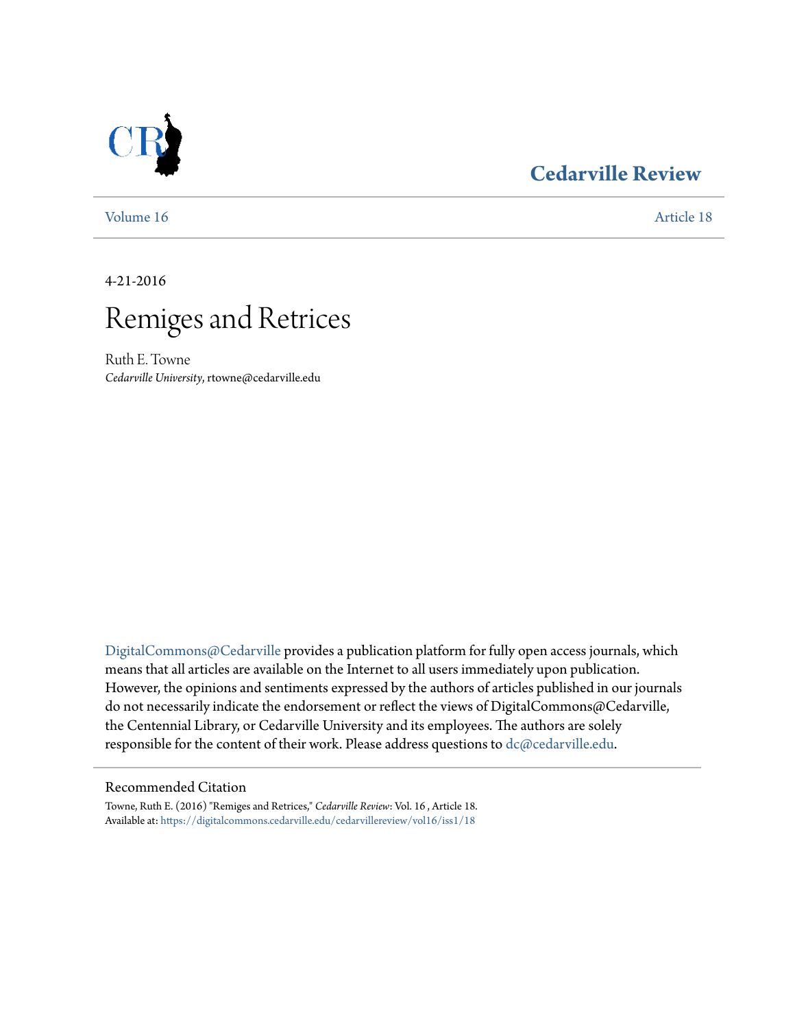**Cedarville Review**

Volume 16 | Article 18

4-21-2016

# Remiges and Retrices

Ruth E. Towne
*Cedarville University*, rtowne@cedarville.edu

DigitalCommons@Cedarville provides a publication platform for fully open access journals, which means that all articles are available on the Internet to all users immediately upon publication. However, the opinions and sentiments expressed by the authors of articles published in our journals do not necessarily indicate the endorsement or reflect the views of DigitalCommons@Cedarville, the Centennial Library, or Cedarville University and its employees. The authors are solely responsible for the content of their work. Please address questions to dc@cedarville.edu.

## Recommended Citation

Towne, Ruth E. (2016) "Remiges and Retrices," *Cedarville Review*: Vol. 16 , Article 18.
Available at: https://digitalcommons.cedarville.edu/cedarvillereview/vol16/iss1/18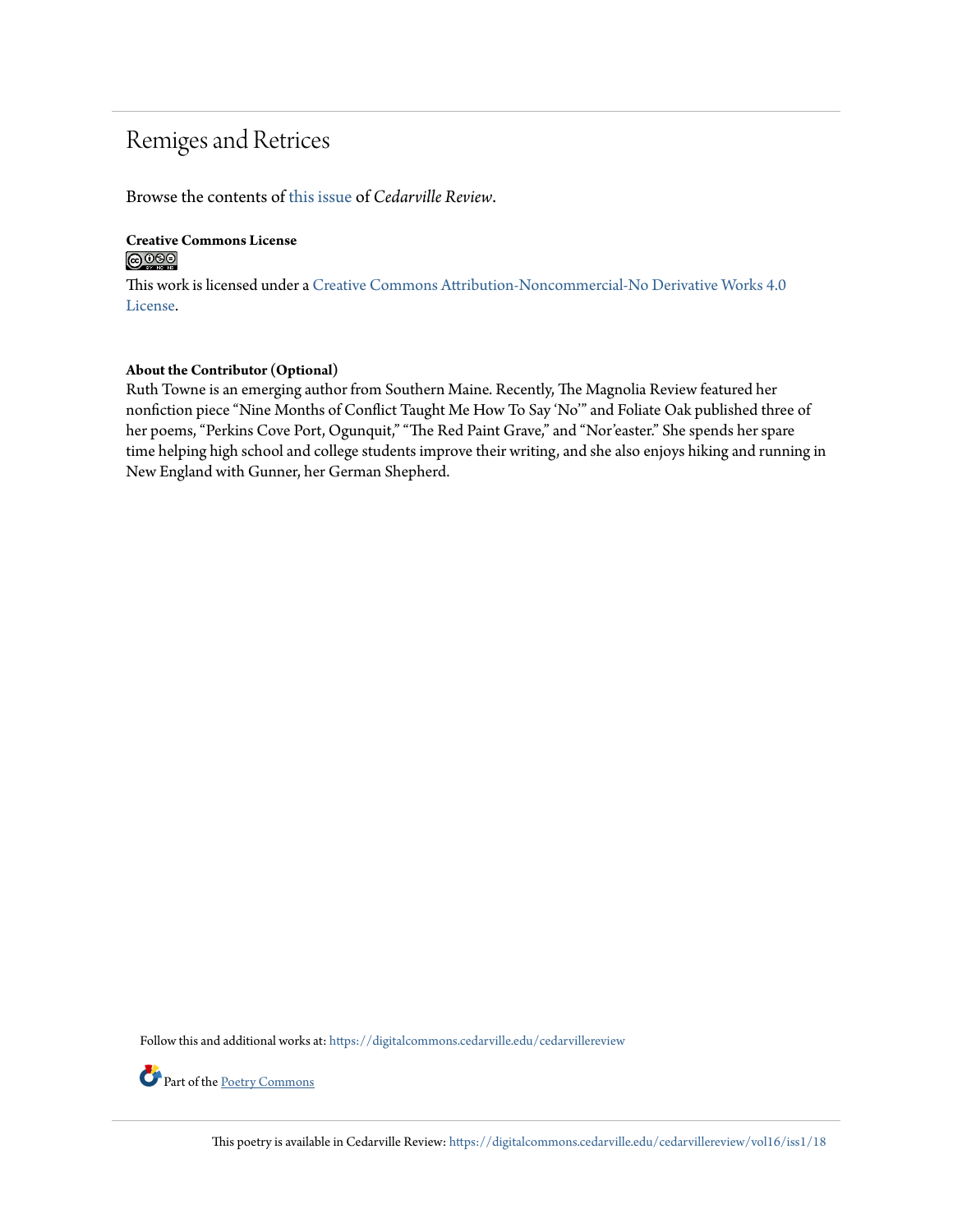# Remiges and Retrices

Browse the contents of this issue of *Cedarville Review*.

**Creative Commons License**

This work is licensed under a Creative Commons Attribution-Noncommercial-No Derivative Works 4.0 License.

**About the Contributor (Optional)**

Ruth Towne is an emerging author from Southern Maine. Recently, The Magnolia Review featured her nonfiction piece "Nine Months of Conflict Taught Me How To Say 'No'" and Foliate Oak published three of her poems, "Perkins Cove Port, Ogunquit," "The Red Paint Grave," and "Nor'easter." She spends her spare time helping high school and college students improve their writing, and she also enjoys hiking and running in New England with Gunner, her German Shepherd.

Follow this and additional works at: https://digitalcommons.cedarville.edu/cedarvillereview

Part of the Poetry Commons

This poetry is available in Cedarville Review: https://digitalcommons.cedarville.edu/cedarvillereview/vol16/iss1/18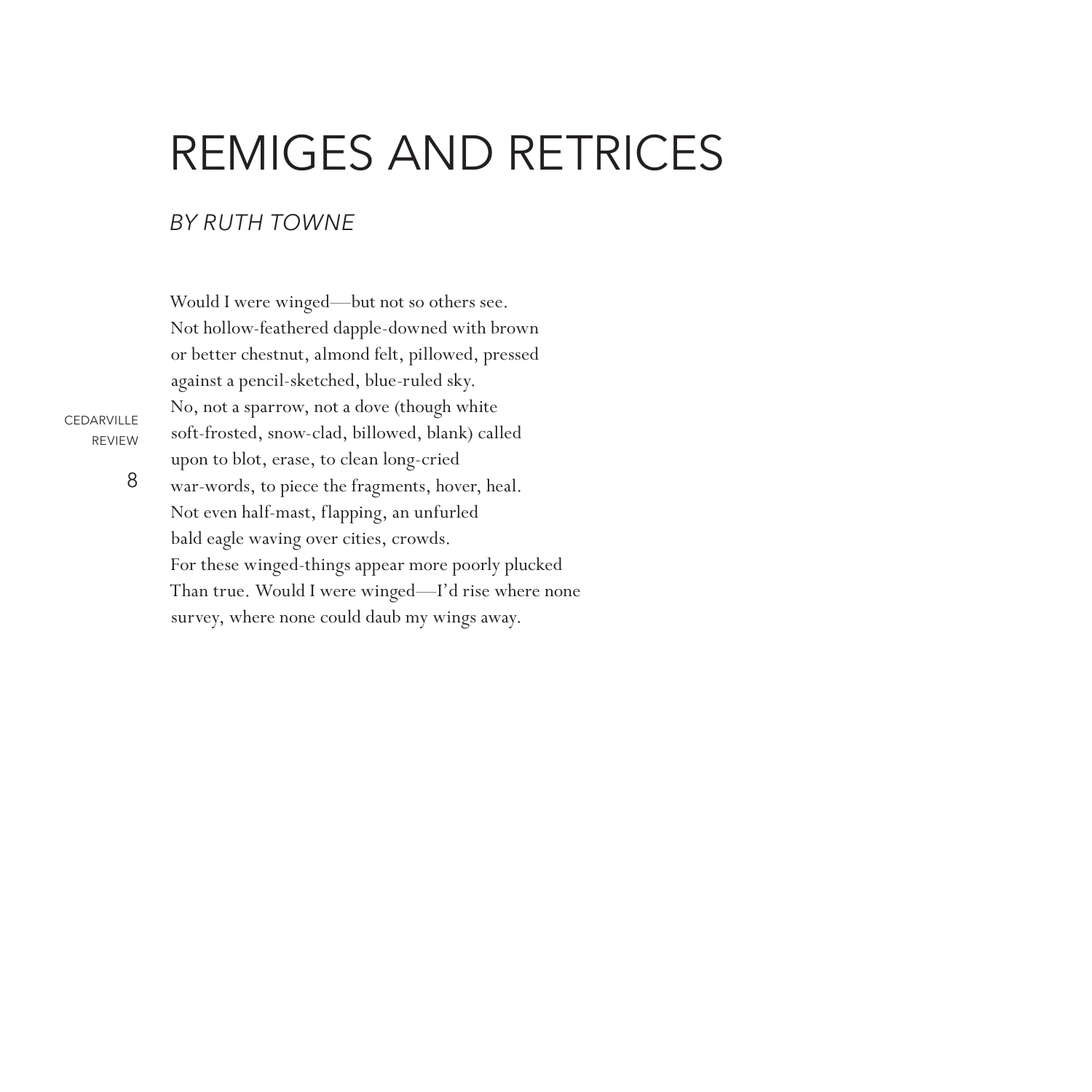# REMIGES AND RETRICES

*BY RUTH TOWNE*

Would I were winged—but not so others see.  
Not hollow-feathered dapple-downed with brown  
or better chestnut, almond felt, pillowed, pressed  
against a pencil-sketched, blue-ruled sky.  
No, not a sparrow, not a dove (though white  
soft-frosted, snow-clad, billowed, blank) called  
upon to blot, erase, to clean long-cried  
war-words, to piece the fragments, hover, heal.  
Not even half-mast, flapping, an unfurled  
bald eagle waving over cities, crowds.  
For these winged-things appear more poorly plucked  
Than true. Would I were winged—I'd rise where none  
survey, where none could daub my wings away.